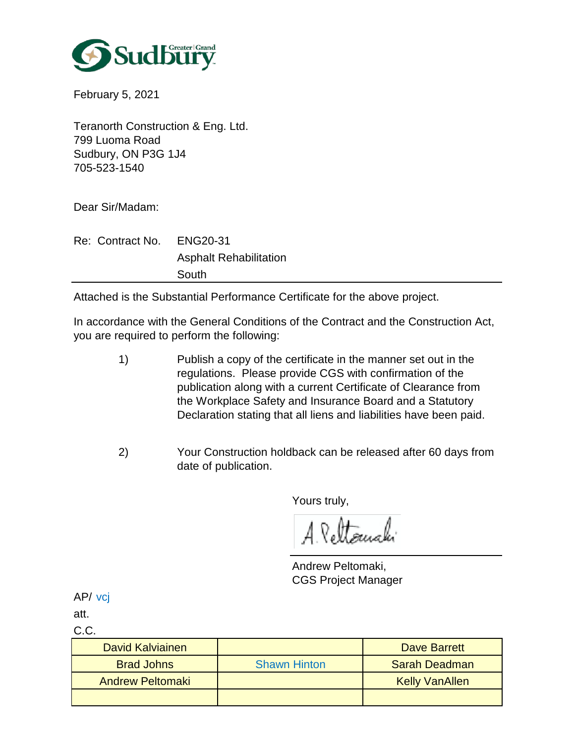Greater | Grand Sudbury

February 5, 2021

Teranorth Construction & Eng. Ltd.
799 Luoma Road
Sudbury, ON P3G 1J4
705-523-1540

Dear Sir/Madam:

Re: Contract No. ENG20-31
Asphalt Rehabilitation
South

---

Attached is the Substantial Performance Certificate for the above project.

In accordance with the General Conditions of the Contract and the Construction Act, you are required to perform the following:

1) Publish a copy of the certificate in the manner set out in the regulations. Please provide CGS with confirmation of the publication along with a current Certificate of Clearance from the Workplace Safety and Insurance Board and a Statutory Declaration stating that all liens and liabilities have been paid.

2) Your Construction holdback can be released after 60 days from date of publication.

Yours truly,

A. Peltomaki

Andrew Peltomaki,
CGS Project Manager

AP/ vcj

att.

C.C.

| | | |
|---|---|---|
| David Kalviainen | | Dave Barrett |
| Brad Johns | Shawn Hinton | Sarah Deadman |
| Andrew Peltomaki | | Kelly VanAllen |
| | | |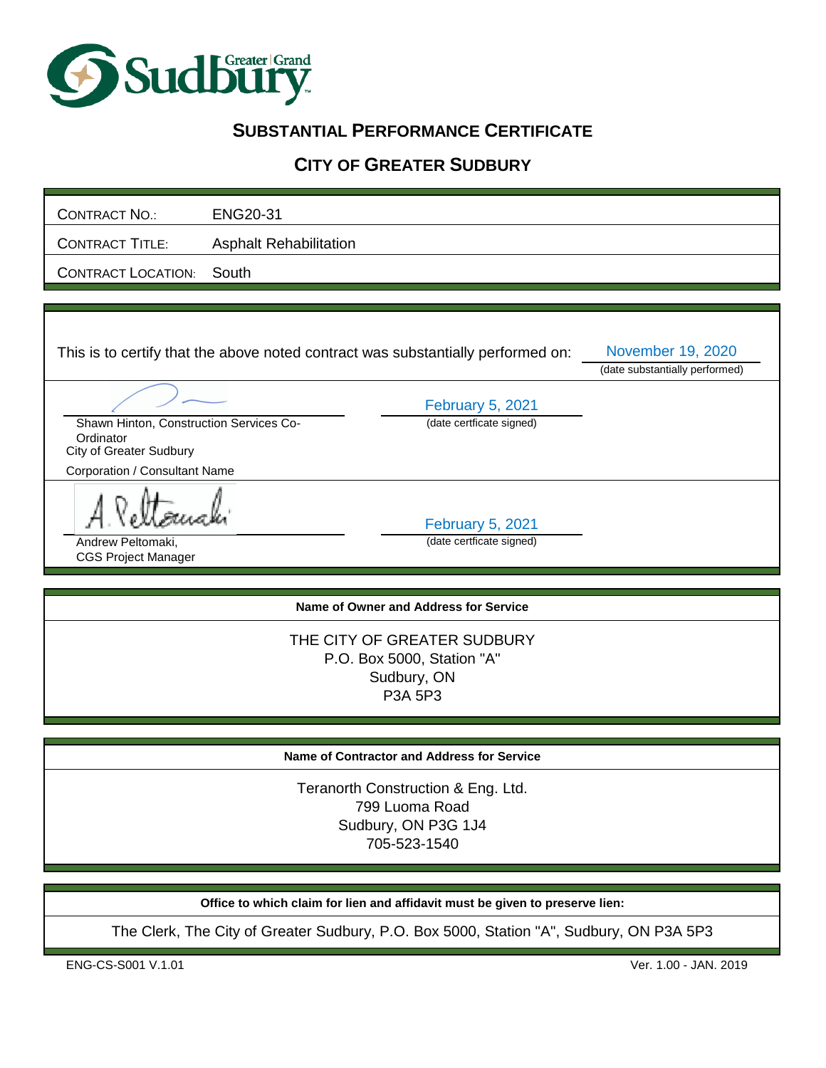Greater | Grand Sudbury

## SUBSTANTIAL PERFORMANCE CERTIFICATE

## CITY OF GREATER SUDBURY

| | |
|---|---|
| CONTRACT NO.: | ENG20-31 |
| CONTRACT TITLE: | Asphalt Rehabilitation |
| CONTRACT LOCATION: | South |

This is to certify that the above noted contract was substantially performed on: November 19, 2020
(date substantially performed)

Shawn Hinton, Construction Services Co-Ordinator
City of Greater Sudbury
Corporation / Consultant Name

February 5, 2021
(date certficate signed)

Andrew Peltomaki,
CGS Project Manager

February 5, 2021
(date certficate signed)

**Name of Owner and Address for Service**

THE CITY OF GREATER SUDBURY
P.O. Box 5000, Station "A"
Sudbury, ON
P3A 5P3

**Name of Contractor and Address for Service**

Teranorth Construction & Eng. Ltd.
799 Luoma Road
Sudbury, ON P3G 1J4
705-523-1540

**Office to which claim for lien and affidavit must be given to preserve lien:**

The Clerk, The City of Greater Sudbury, P.O. Box 5000, Station "A", Sudbury, ON P3A 5P3

ENG-CS-S001 V.1.01 Ver. 1.00 - JAN. 2019